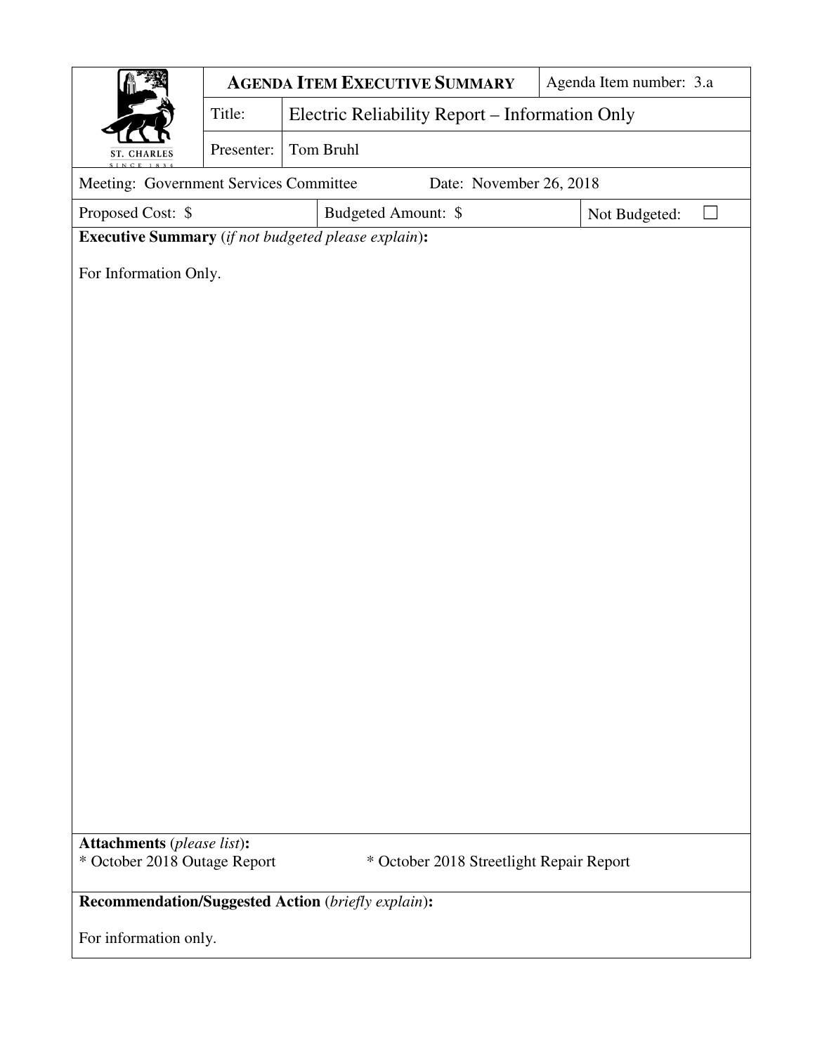| ST. CHARLES SINCE 1834 | **AGENDA ITEM EXECUTIVE SUMMARY** | | Agenda Item number: 3.a |
|---|---|---|---|
| | Title: | Electric Reliability Report – Information Only | |
| | Presenter: | Tom Bruhl | |

| Meeting: Government Services Committee | Date: November 26, 2018 | |
|---|---|---|
| Proposed Cost: $ | Budgeted Amount: $ | Not Budgeted: ☐ |

**Executive Summary** (*if not budgeted please explain*)**:**

For Information Only.

**Attachments** (*please list*)**:**

* October 2018 Outage Report
* October 2018 Streetlight Repair Report

**Recommendation/Suggested Action** (*briefly explain*)**:**

For information only.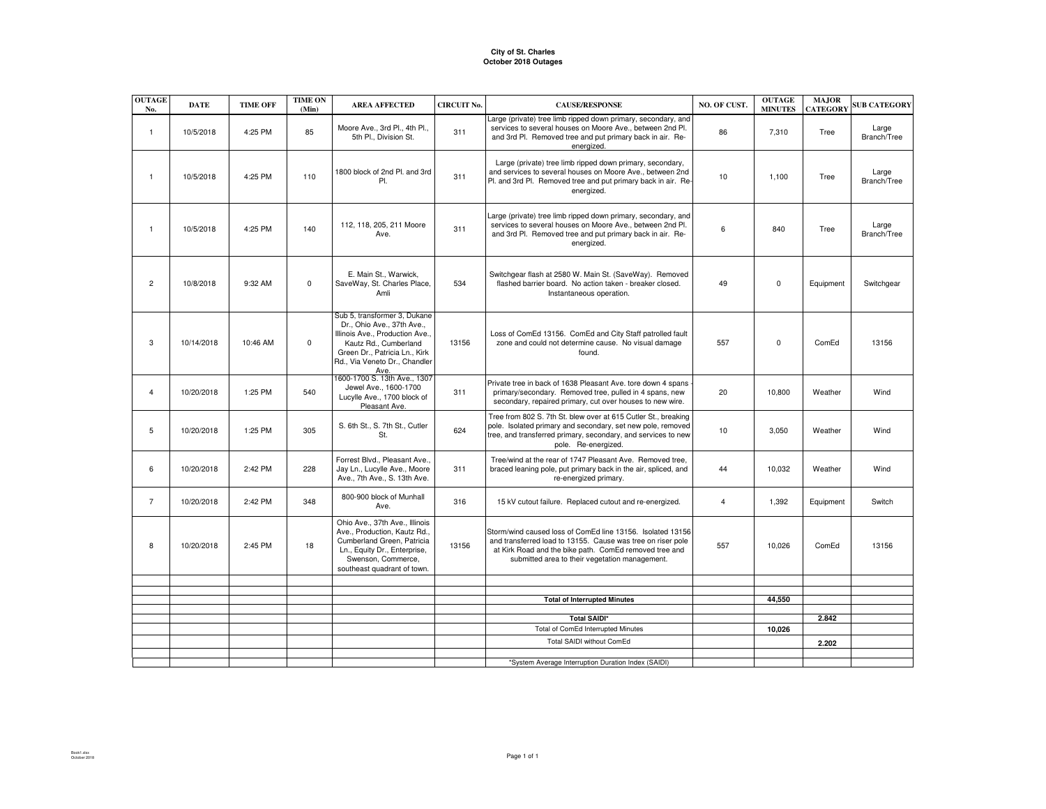**City of St. Charles**
**October 2018 Outages**

| OUTAGE No. | DATE | TIME OFF | TIME ON (Min) | AREA AFFECTED | CIRCUIT No. | CAUSE/RESPONSE | NO. OF CUST. | OUTAGE MINUTES | MAJOR CATEGORY | SUB CATEGORY |
|---|---|---|---|---|---|---|---|---|---|---|
| 1 | 10/5/2018 | 4:25 PM | 85 | Moore Ave., 3rd Pl., 4th Pl., 5th Pl., Division St. | 311 | Large (private) tree limb ripped down primary, secondary, and services to several houses on Moore Ave., between 2nd Pl. and 3rd Pl. Removed tree and put primary back in air. Re-energized. | 86 | 7,310 | Tree | Large Branch/Tree |
| 1 | 10/5/2018 | 4:25 PM | 110 | 1800 block of 2nd Pl. and 3rd Pl. | 311 | Large (private) tree limb ripped down primary, secondary, and services to several houses on Moore Ave., between 2nd Pl. and 3rd Pl. Removed tree and put primary back in air. Re-energized. | 10 | 1,100 | Tree | Large Branch/Tree |
| 1 | 10/5/2018 | 4:25 PM | 140 | 112, 118, 205, 211 Moore Ave. | 311 | Large (private) tree limb ripped down primary, secondary, and services to several houses on Moore Ave., between 2nd Pl. and 3rd Pl. Removed tree and put primary back in air. Re-energized. | 6 | 840 | Tree | Large Branch/Tree |
| 2 | 10/8/2018 | 9:32 AM | 0 | E. Main St., Warwick, SaveWay, St. Charles Place, Amli | 534 | Switchgear flash at 2580 W. Main St. (SaveWay). Removed flashed barrier board. No action taken - breaker closed. Instantaneous operation. | 49 | 0 | Equipment | Switchgear |
| 3 | 10/14/2018 | 10:46 AM | 0 | Sub 5, transformer 3, Dukane Dr., Ohio Ave., 37th Ave., Illinois Ave., Production Ave., Kautz Rd., Cumberland Green Dr., Patricia Ln., Kirk Rd., Via Veneto Dr., Chandler Ave. | 13156 | Loss of ComEd 13156. ComEd and City Staff patrolled fault zone and could not determine cause. No visual damage found. | 557 | 0 | ComEd | 13156 |
| 4 | 10/20/2018 | 1:25 PM | 540 | 1600-1700 S. 13th Ave., 1307 Jewel Ave., 1600-1700 Lucylle Ave., 1700 block of Pleasant Ave. | 311 | Private tree in back of 1638 Pleasant Ave. tore down 4 spans - primary/secondary. Removed tree, pulled in 4 spans, new secondary, repaired primary, cut over houses to new wire. | 20 | 10,800 | Weather | Wind |
| 5 | 10/20/2018 | 1:25 PM | 305 | S. 6th St., S. 7th St., Cutler St. | 624 | Tree from 802 S. 7th St. blew over at 615 Cutler St., breaking pole. Isolated primary and secondary, set new pole, removed tree, and transferred primary, secondary, and services to new pole. Re-energized. | 10 | 3,050 | Weather | Wind |
| 6 | 10/20/2018 | 2:42 PM | 228 | Forrest Blvd., Pleasant Ave., Jay Ln., Lucylle Ave., Moore Ave., 7th Ave., S. 13th Ave. | 311 | Tree/wind at the rear of 1747 Pleasant Ave. Removed tree, braced leaning pole, put primary back in the air, spliced, and re-energized primary. | 44 | 10,032 | Weather | Wind |
| 7 | 10/20/2018 | 2:42 PM | 348 | 800-900 block of Munhall Ave. | 316 | 15 kV cutout failure. Replaced cutout and re-energized. | 4 | 1,392 | Equipment | Switch |
| 8 | 10/20/2018 | 2:45 PM | 18 | Ohio Ave., 37th Ave., Illinois Ave., Production, Kautz Rd., Cumberland Green, Patricia Ln., Equity Dr., Enterprise, Swenson, Commerce, southeast quadrant of town. | 13156 | Storm/wind caused loss of ComEd line 13156. Isolated 13156 and transferred load to 13155. Cause was tree on riser pole at Kirk Road and the bike path. ComEd removed tree and submitted area to their vegetation management. | 557 | 10,026 | ComEd | 13156 |
| | | | | | | **Total of Interrupted Minutes** | | **44,550** | | |
| | | | | | | **Total SAIDI*** | | | **2.842** | |
| | | | | | | Total of ComEd Interrupted Minutes | | **10,026** | | |
| | | | | | | Total SAIDI without ComEd | | | **2.202** | |
| | | | | | | *System Average Interruption Duration Index (SAIDI) | | | | |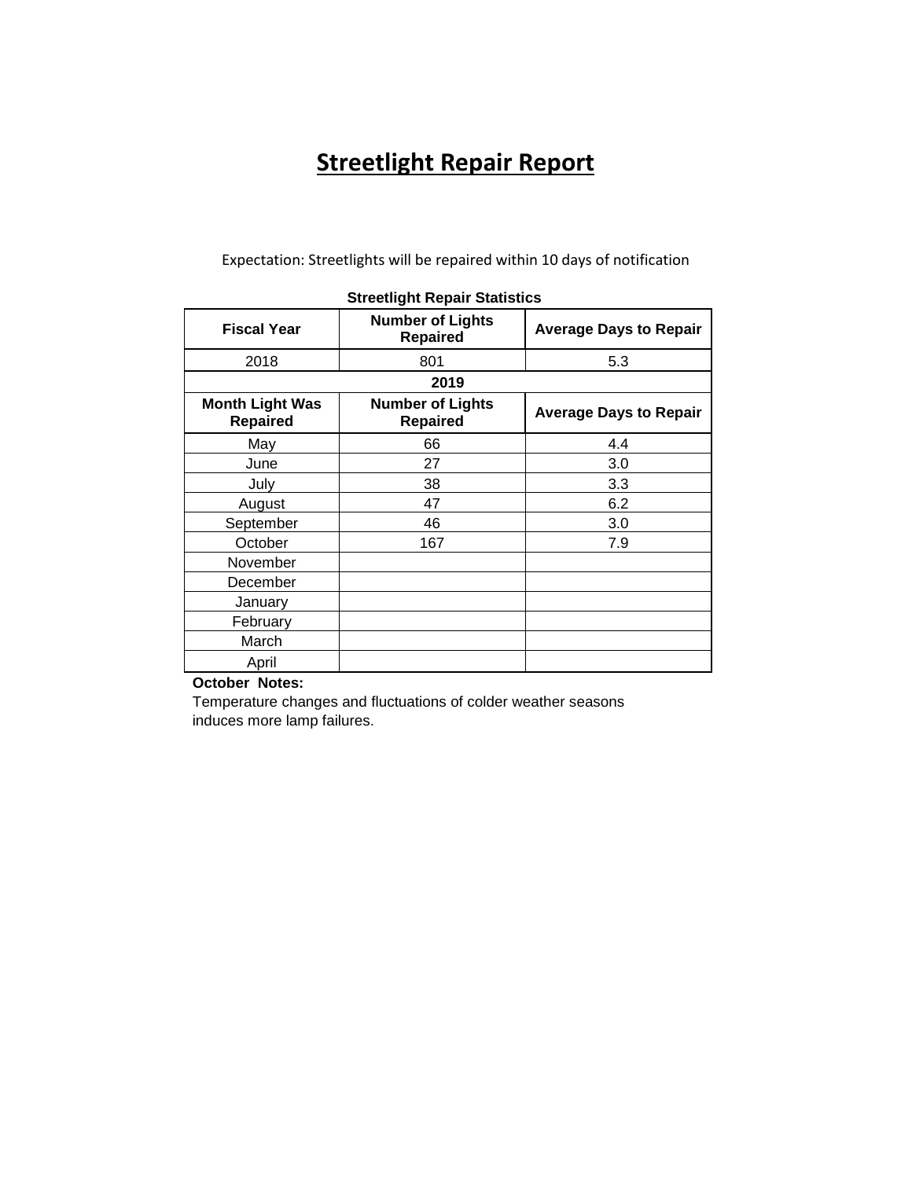# Streetlight Repair Report

Expectation: Streetlights will be repaired within 10 days of notification

**Streetlight Repair Statistics**

| Fiscal Year | Number of Lights Repaired | Average Days to Repair |
|---|---|---|
| 2018 | 801 | 5.3 |
| **2019** | | |
| **Month Light Was Repaired** | **Number of Lights Repaired** | **Average Days to Repair** |
| May | 66 | 4.4 |
| June | 27 | 3.0 |
| July | 38 | 3.3 |
| August | 47 | 6.2 |
| September | 46 | 3.0 |
| October | 167 | 7.9 |
| November | | |
| December | | |
| January | | |
| February | | |
| March | | |
| April | | |

**October Notes:**

Temperature changes and fluctuations of colder weather seasons induces more lamp failures.